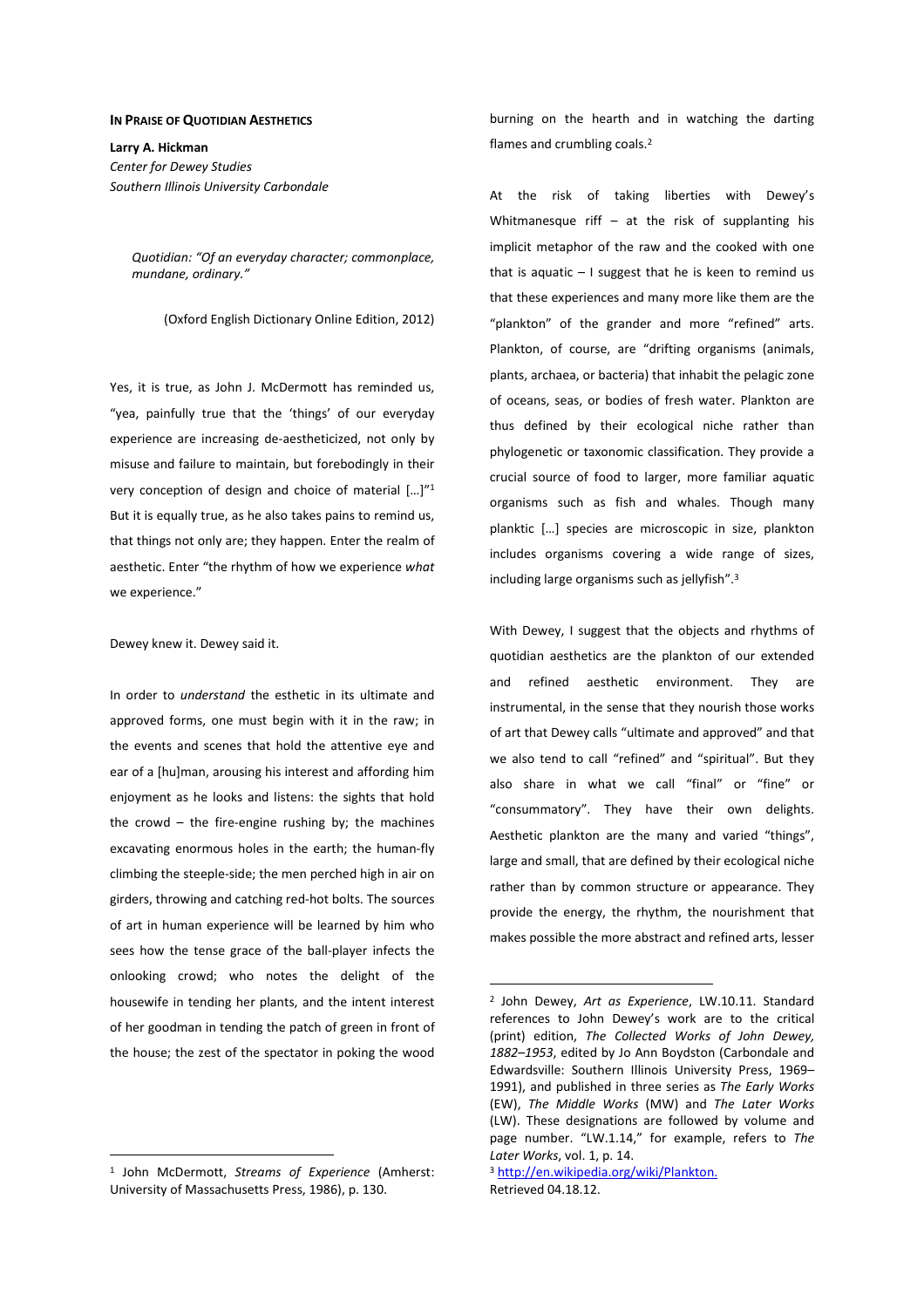**IN PRAISE OF QUOTIDIAN AESTHETICS**

**Larry A. Hickman**
*Center for Dewey Studies*
*Southern Illinois University Carbondale*

> *Quotidian: "Of an everyday character; commonplace, mundane, ordinary."*
>
> (Oxford English Dictionary Online Edition, 2012)

Yes, it is true, as John J. McDermott has reminded us, "yea, painfully true that the 'things' of our everyday experience are increasing de-aestheticized, not only by misuse and failure to maintain, but forebodingly in their very conception of design and choice of material […]"[1] But it is equally true, as he also takes pains to remind us, that things not only are; they happen. Enter the realm of aesthetic. Enter "the rhythm of how we experience *what* we experience."

Dewey knew it. Dewey said it.

> In order to *understand* the esthetic in its ultimate and approved forms, one must begin with it in the raw; in the events and scenes that hold the attentive eye and ear of a [hu]man, arousing his interest and affording him enjoyment as he looks and listens: the sights that hold the crowd – the fire-engine rushing by; the machines excavating enormous holes in the earth; the human-fly climbing the steeple-side; the men perched high in air on girders, throwing and catching red-hot bolts. The sources of art in human experience will be learned by him who sees how the tense grace of the ball-player infects the onlooking crowd; who notes the delight of the housewife in tending her plants, and the intent interest of her goodman in tending the patch of green in front of the house; the zest of the spectator in poking the wood burning on the hearth and in watching the darting flames and crumbling coals.[2]

At the risk of taking liberties with Dewey's Whitmanesque riff – at the risk of supplanting his implicit metaphor of the raw and the cooked with one that is aquatic – I suggest that he is keen to remind us that these experiences and many more like them are the "plankton" of the grander and more "refined" arts. Plankton, of course, are "drifting organisms (animals, plants, archaea, or bacteria) that inhabit the pelagic zone of oceans, seas, or bodies of fresh water. Plankton are thus defined by their ecological niche rather than phylogenetic or taxonomic classification. They provide a crucial source of food to larger, more familiar aquatic organisms such as fish and whales. Though many planktic […] species are microscopic in size, plankton includes organisms covering a wide range of sizes, including large organisms such as jellyfish".[3]

With Dewey, I suggest that the objects and rhythms of quotidian aesthetics are the plankton of our extended and refined aesthetic environment. They are instrumental, in the sense that they nourish those works of art that Dewey calls "ultimate and approved" and that we also tend to call "refined" and "spiritual". But they also share in what we call "final" or "fine" or "consummatory". They have their own delights. Aesthetic plankton are the many and varied "things", large and small, that are defined by their ecological niche rather than by common structure or appearance. They provide the energy, the rhythm, the nourishment that makes possible the more abstract and refined arts, lesser

---

[1] John McDermott, *Streams of Experience* (Amherst: University of Massachusetts Press, 1986), p. 130.

[2] John Dewey, *Art as Experience*, LW.10.11. Standard references to John Dewey's work are to the critical (print) edition, *The Collected Works of John Dewey, 1882–1953*, edited by Jo Ann Boydston (Carbondale and Edwardsville: Southern Illinois University Press, 1969–1991), and published in three series as *The Early Works* (EW), *The Middle Works* (MW) and *The Later Works* (LW). These designations are followed by volume and page number. "LW.1.14," for example, refers to *The Later Works*, vol. 1, p. 14.

[3] http://en.wikipedia.org/wiki/Plankton. Retrieved 04.18.12.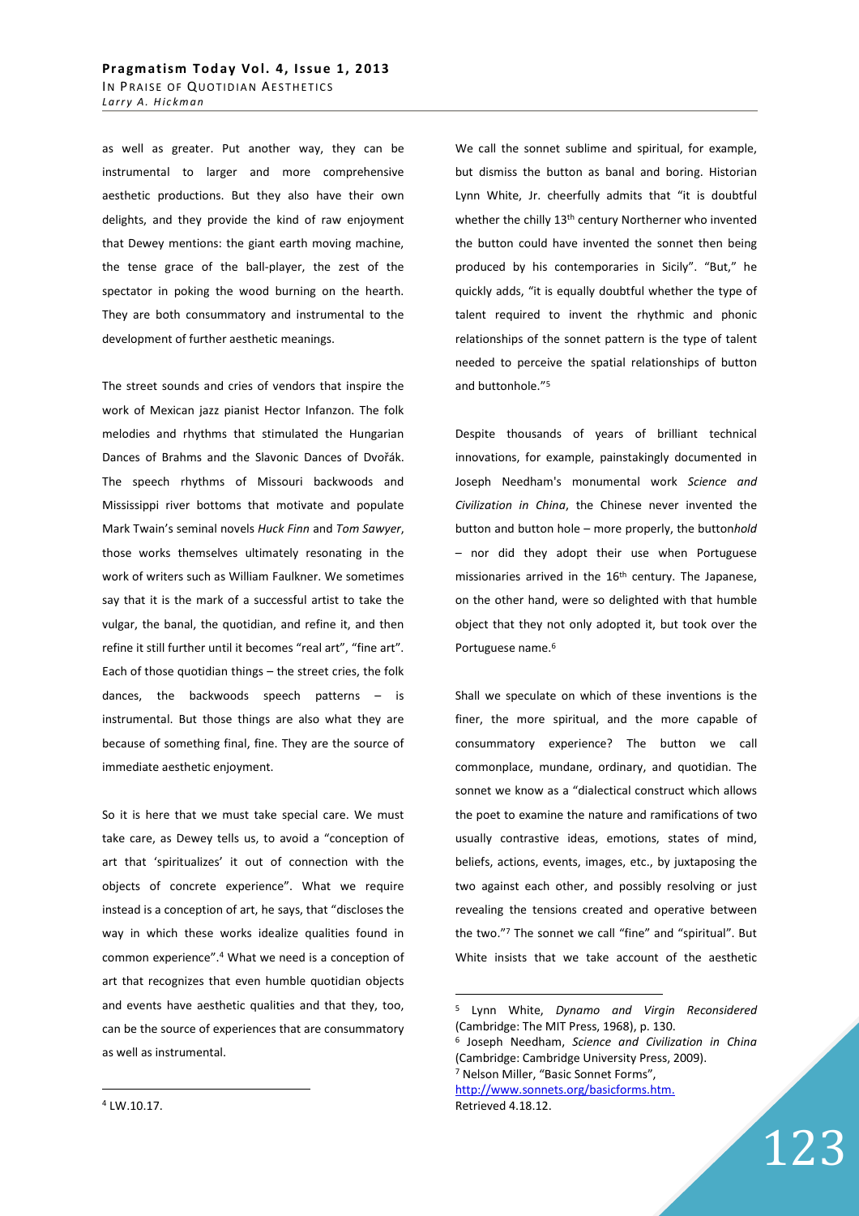as well as greater. Put another way, they can be instrumental to larger and more comprehensive aesthetic productions. But they also have their own delights, and they provide the kind of raw enjoyment that Dewey mentions: the giant earth moving machine, the tense grace of the ball-player, the zest of the spectator in poking the wood burning on the hearth. They are both consummatory and instrumental to the development of further aesthetic meanings.

The street sounds and cries of vendors that inspire the work of Mexican jazz pianist Hector Infanzon. The folk melodies and rhythms that stimulated the Hungarian Dances of Brahms and the Slavonic Dances of Dvořák. The speech rhythms of Missouri backwoods and Mississippi river bottoms that motivate and populate Mark Twain's seminal novels *Huck Finn* and *Tom Sawyer*, those works themselves ultimately resonating in the work of writers such as William Faulkner. We sometimes say that it is the mark of a successful artist to take the vulgar, the banal, the quotidian, and refine it, and then refine it still further until it becomes "real art", "fine art". Each of those quotidian things – the street cries, the folk dances, the backwoods speech patterns – is instrumental. But those things are also what they are because of something final, fine. They are the source of immediate aesthetic enjoyment.

So it is here that we must take special care. We must take care, as Dewey tells us, to avoid a "conception of art that 'spiritualizes' it out of connection with the objects of concrete experience". What we require instead is a conception of art, he says, that "discloses the way in which these works idealize qualities found in common experience".[4] What we need is a conception of art that recognizes that even humble quotidian objects and events have aesthetic qualities and that they, too, can be the source of experiences that are consummatory as well as instrumental.

We call the sonnet sublime and spiritual, for example, but dismiss the button as banal and boring. Historian Lynn White, Jr. cheerfully admits that "it is doubtful whether the chilly 13th century Northerner who invented the button could have invented the sonnet then being produced by his contemporaries in Sicily". "But," he quickly adds, "it is equally doubtful whether the type of talent required to invent the rhythmic and phonic relationships of the sonnet pattern is the type of talent needed to perceive the spatial relationships of button and buttonhole."[5]

Despite thousands of years of brilliant technical innovations, for example, painstakingly documented in Joseph Needham's monumental work *Science and Civilization in China*, the Chinese never invented the button and button hole – more properly, the button*hold* – nor did they adopt their use when Portuguese missionaries arrived in the 16th century. The Japanese, on the other hand, were so delighted with that humble object that they not only adopted it, but took over the Portuguese name.[6]

Shall we speculate on which of these inventions is the finer, the more spiritual, and the more capable of consummatory experience? The button we call commonplace, mundane, ordinary, and quotidian. The sonnet we know as a "dialectical construct which allows the poet to examine the nature and ramifications of two usually contrastive ideas, emotions, states of mind, beliefs, actions, events, images, etc., by juxtaposing the two against each other, and possibly resolving or just revealing the tensions created and operative between the two."[7] The sonnet we call "fine" and "spiritual". But White insists that we take account of the aesthetic

---

[4] LW.10.17.

[5] Lynn White, *Dynamo and Virgin Reconsidered* (Cambridge: The MIT Press, 1968), p. 130.

[6] Joseph Needham, *Science and Civilization in China* (Cambridge: Cambridge University Press, 2009).

[7] Nelson Miller, "Basic Sonnet Forms", http://www.sonnets.org/basicforms.htm. Retrieved 4.18.12.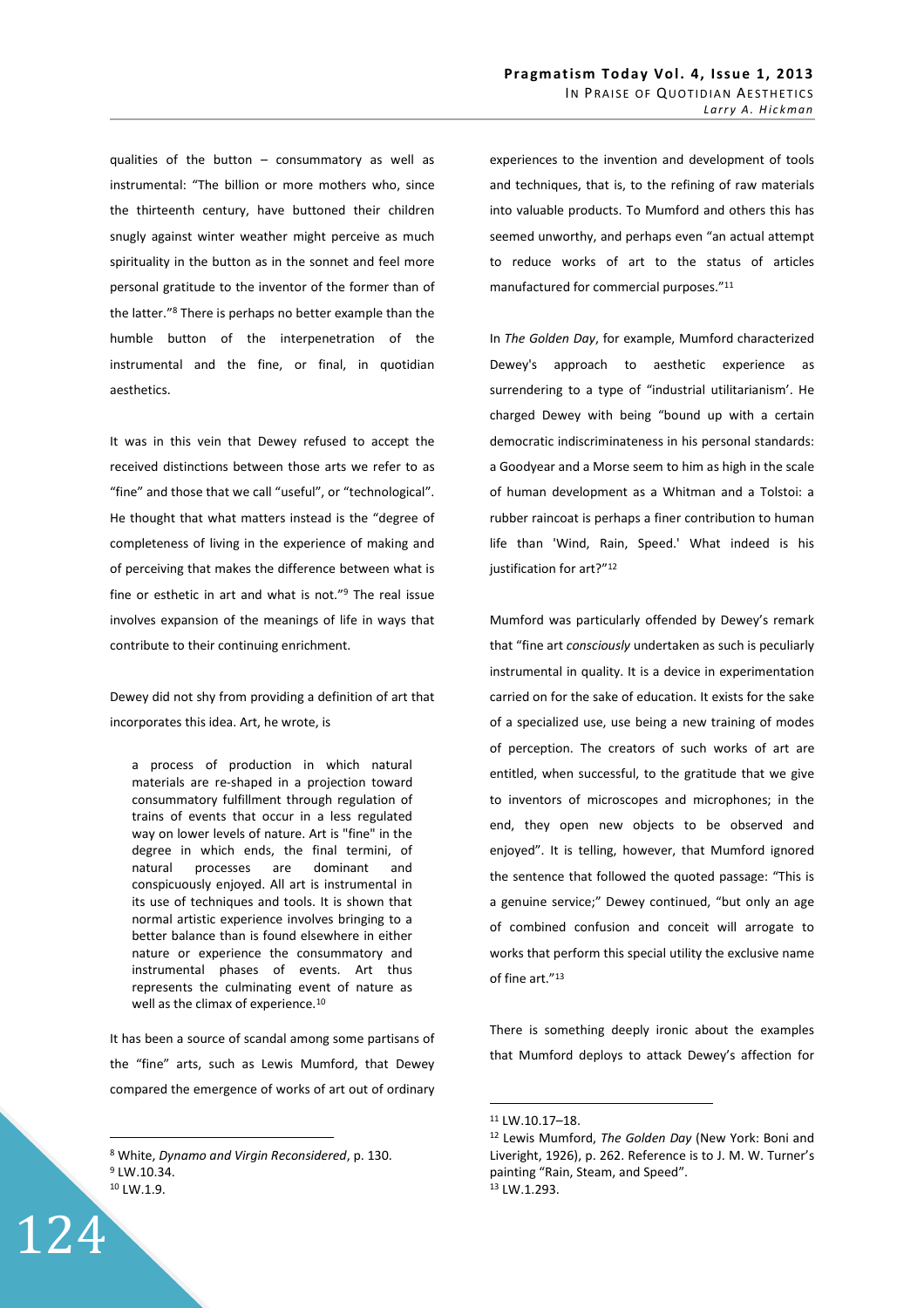qualities of the button – consummatory as well as instrumental: "The billion or more mothers who, since the thirteenth century, have buttoned their children snugly against winter weather might perceive as much spirituality in the button as in the sonnet and feel more personal gratitude to the inventor of the former than of the latter."[8] There is perhaps no better example than the humble button of the interpenetration of the instrumental and the fine, or final, in quotidian aesthetics.

It was in this vein that Dewey refused to accept the received distinctions between those arts we refer to as "fine" and those that we call "useful", or "technological". He thought that what matters instead is the "degree of completeness of living in the experience of making and of perceiving that makes the difference between what is fine or esthetic in art and what is not."[9] The real issue involves expansion of the meanings of life in ways that contribute to their continuing enrichment.

Dewey did not shy from providing a definition of art that incorporates this idea. Art, he wrote, is

> a process of production in which natural materials are re-shaped in a projection toward consummatory fulfillment through regulation of trains of events that occur in a less regulated way on lower levels of nature. Art is "fine" in the degree in which ends, the final termini, of natural processes are dominant and conspicuously enjoyed. All art is instrumental in its use of techniques and tools. It is shown that normal artistic experience involves bringing to a better balance than is found elsewhere in either nature or experience the consummatory and instrumental phases of events. Art thus represents the culminating event of nature as well as the climax of experience.[10]

It has been a source of scandal among some partisans of the "fine" arts, such as Lewis Mumford, that Dewey compared the emergence of works of art out of ordinary experiences to the invention and development of tools and techniques, that is, to the refining of raw materials into valuable products. To Mumford and others this has seemed unworthy, and perhaps even "an actual attempt to reduce works of art to the status of articles manufactured for commercial purposes."[11]

In *The Golden Day*, for example, Mumford characterized Dewey's approach to aesthetic experience as surrendering to a type of "industrial utilitarianism'. He charged Dewey with being "bound up with a certain democratic indiscriminateness in his personal standards: a Goodyear and a Morse seem to him as high in the scale of human development as a Whitman and a Tolstoi: a rubber raincoat is perhaps a finer contribution to human life than 'Wind, Rain, Speed.' What indeed is his justification for art?"[12]

Mumford was particularly offended by Dewey's remark that "fine art *consciously* undertaken as such is peculiarly instrumental in quality. It is a device in experimentation carried on for the sake of education. It exists for the sake of a specialized use, use being a new training of modes of perception. The creators of such works of art are entitled, when successful, to the gratitude that we give to inventors of microscopes and microphones; in the end, they open new objects to be observed and enjoyed". It is telling, however, that Mumford ignored the sentence that followed the quoted passage: "This is a genuine service;" Dewey continued, "but only an age of combined confusion and conceit will arrogate to works that perform this special utility the exclusive name of fine art."[13]

There is something deeply ironic about the examples that Mumford deploys to attack Dewey's affection for

---

[8] White, *Dynamo and Virgin Reconsidered*, p. 130.

[9] LW.10.34.

[10] LW.1.9.

[11] LW.10.17–18.

[12] Lewis Mumford, *The Golden Day* (New York: Boni and Liveright, 1926), p. 262. Reference is to J. M. W. Turner's painting "Rain, Steam, and Speed".

[13] LW.1.293.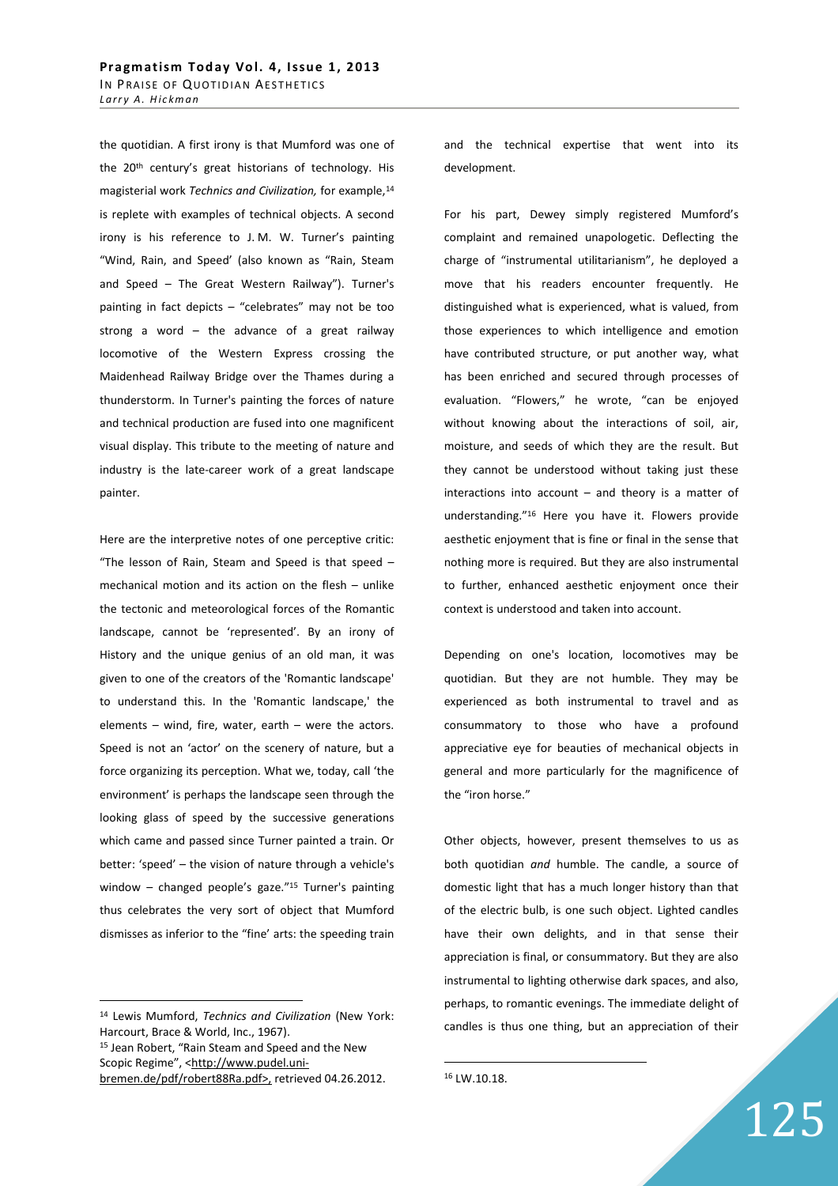the quotidian. A first irony is that Mumford was one of the 20th century's great historians of technology. His magisterial work *Technics and Civilization,* for example,[14] is replete with examples of technical objects. A second irony is his reference to J. M. W. Turner's painting "Wind, Rain, and Speed' (also known as "Rain, Steam and Speed – The Great Western Railway"). Turner's painting in fact depicts – "celebrates" may not be too strong a word – the advance of a great railway locomotive of the Western Express crossing the Maidenhead Railway Bridge over the Thames during a thunderstorm. In Turner's painting the forces of nature and technical production are fused into one magnificent visual display. This tribute to the meeting of nature and industry is the late-career work of a great landscape painter.

Here are the interpretive notes of one perceptive critic: "The lesson of Rain, Steam and Speed is that speed – mechanical motion and its action on the flesh – unlike the tectonic and meteorological forces of the Romantic landscape, cannot be 'represented'. By an irony of History and the unique genius of an old man, it was given to one of the creators of the 'Romantic landscape' to understand this. In the 'Romantic landscape,' the elements – wind, fire, water, earth – were the actors. Speed is not an 'actor' on the scenery of nature, but a force organizing its perception. What we, today, call 'the environment' is perhaps the landscape seen through the looking glass of speed by the successive generations which came and passed since Turner painted a train. Or better: 'speed' – the vision of nature through a vehicle's window – changed people's gaze."[15] Turner's painting thus celebrates the very sort of object that Mumford dismisses as inferior to the "fine' arts: the speeding train and the technical expertise that went into its development.

For his part, Dewey simply registered Mumford's complaint and remained unapologetic. Deflecting the charge of "instrumental utilitarianism", he deployed a move that his readers encounter frequently. He distinguished what is experienced, what is valued, from those experiences to which intelligence and emotion have contributed structure, or put another way, what has been enriched and secured through processes of evaluation. "Flowers," he wrote, "can be enjoyed without knowing about the interactions of soil, air, moisture, and seeds of which they are the result. But they cannot be understood without taking just these interactions into account – and theory is a matter of understanding."[16] Here you have it. Flowers provide aesthetic enjoyment that is fine or final in the sense that nothing more is required. But they are also instrumental to further, enhanced aesthetic enjoyment once their context is understood and taken into account.

Depending on one's location, locomotives may be quotidian. But they are not humble. They may be experienced as both instrumental to travel and as consummatory to those who have a profound appreciative eye for beauties of mechanical objects in general and more particularly for the magnificence of the "iron horse."

Other objects, however, present themselves to us as both quotidian *and* humble. The candle, a source of domestic light that has a much longer history than that of the electric bulb, is one such object. Lighted candles have their own delights, and in that sense their appreciation is final, or consummatory. But they are also instrumental to lighting otherwise dark spaces, and also, perhaps, to romantic evenings. The immediate delight of candles is thus one thing, but an appreciation of their

---

[14] Lewis Mumford, *Technics and Civilization* (New York: Harcourt, Brace & World, Inc., 1967).

[15] Jean Robert, "Rain Steam and Speed and the New Scopic Regime", <http://www.pudel.uni-bremen.de/pdf/robert88Ra.pdf>, retrieved 04.26.2012.

[16] LW.10.18.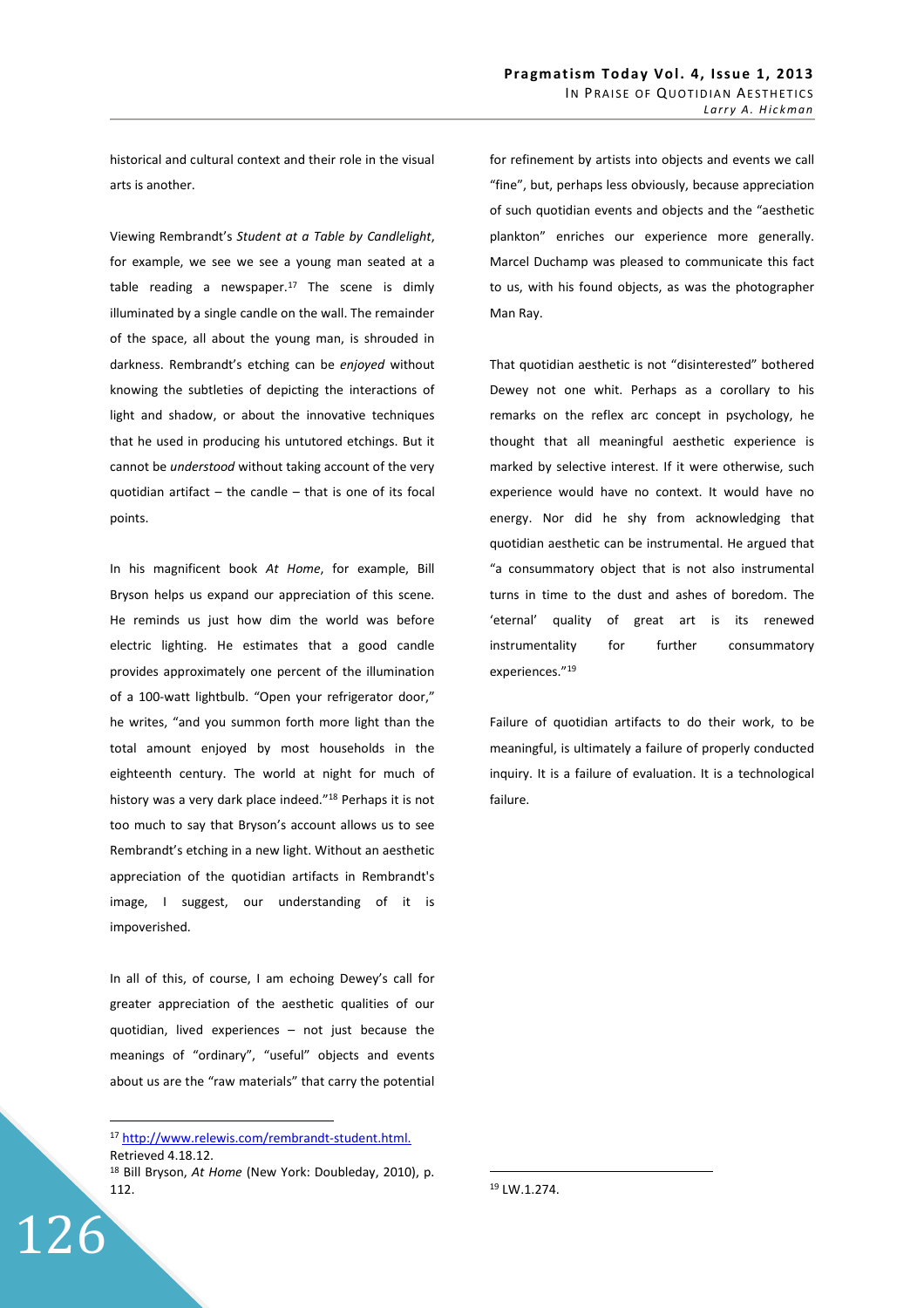historical and cultural context and their role in the visual arts is another.

Viewing Rembrandt's *Student at a Table by Candlelight*, for example, we see we see a young man seated at a table reading a newspaper.[17] The scene is dimly illuminated by a single candle on the wall. The remainder of the space, all about the young man, is shrouded in darkness. Rembrandt's etching can be *enjoyed* without knowing the subtleties of depicting the interactions of light and shadow, or about the innovative techniques that he used in producing his untutored etchings. But it cannot be *understood* without taking account of the very quotidian artifact – the candle – that is one of its focal points.

In his magnificent book *At Home*, for example, Bill Bryson helps us expand our appreciation of this scene. He reminds us just how dim the world was before electric lighting. He estimates that a good candle provides approximately one percent of the illumination of a 100-watt lightbulb. "Open your refrigerator door," he writes, "and you summon forth more light than the total amount enjoyed by most households in the eighteenth century. The world at night for much of history was a very dark place indeed."[18] Perhaps it is not too much to say that Bryson's account allows us to see Rembrandt's etching in a new light. Without an aesthetic appreciation of the quotidian artifacts in Rembrandt's image, I suggest, our understanding of it is impoverished.

In all of this, of course, I am echoing Dewey's call for greater appreciation of the aesthetic qualities of our quotidian, lived experiences – not just because the meanings of "ordinary", "useful" objects and events about us are the "raw materials" that carry the potential for refinement by artists into objects and events we call "fine", but, perhaps less obviously, because appreciation of such quotidian events and objects and the "aesthetic plankton" enriches our experience more generally. Marcel Duchamp was pleased to communicate this fact to us, with his found objects, as was the photographer Man Ray.

That quotidian aesthetic is not "disinterested" bothered Dewey not one whit. Perhaps as a corollary to his remarks on the reflex arc concept in psychology, he thought that all meaningful aesthetic experience is marked by selective interest. If it were otherwise, such experience would have no context. It would have no energy. Nor did he shy from acknowledging that quotidian aesthetic can be instrumental. He argued that "a consummatory object that is not also instrumental turns in time to the dust and ashes of boredom. The 'eternal' quality of great art is its renewed instrumentality for further consummatory experiences."[19]

Failure of quotidian artifacts to do their work, to be meaningful, is ultimately a failure of properly conducted inquiry. It is a failure of evaluation. It is a technological failure.

---

[17] http://www.relewis.com/rembrandt-student.html. Retrieved 4.18.12.

[18] Bill Bryson, *At Home* (New York: Doubleday, 2010), p. 112.

[19] LW.1.274.